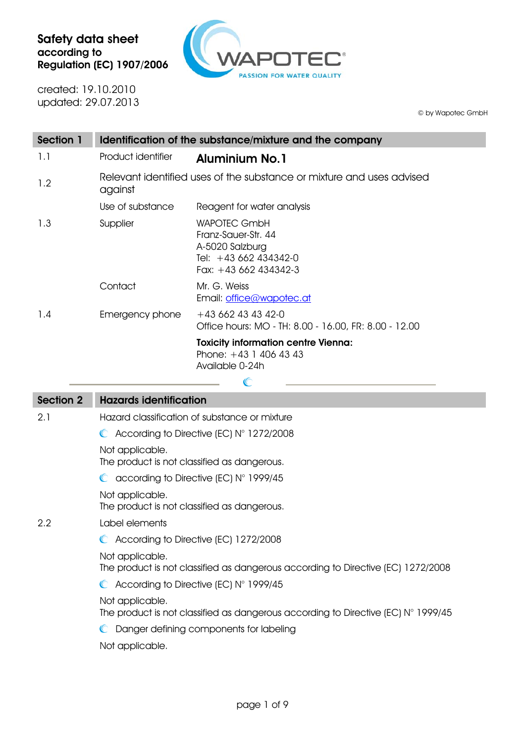**Safety data sheet according to Regulation (EC) 1907/2006**

WAPOTEC®
PASSION FOR WATER QUALITY

created: 19.10.2010
updated: 29.07.2013

© by Wapotec GmbH

## Section 1 Identification of the substance/mixture and the company

| | | |
|---|---|---|
| 1.1 | Product identifier | **Aluminium No.1** |
| 1.2 | Relevant identified uses of the substance or mixture and uses advised against | |
| | Use of substance | Reagent for water analysis |
| 1.3 | Supplier | WAPOTEC GmbH<br>Franz-Sauer-Str. 44<br>A-5020 Salzburg<br>Tel: +43 662 434342-0<br>Fax: +43 662 434342-3 |
| | Contact | Mr. G. Weiss<br>Email: office@wapotec.at |
| 1.4 | Emergency phone | +43 662 43 43 42-0<br>Office hours: MO - TH: 8.00 - 16.00, FR: 8.00 - 12.00<br>**Toxicity information centre Vienna:**<br>Phone: +43 1 406 43 43<br>Available 0-24h |

## Section 2 Hazards identification

2.1 Hazard classification of substance or mixture

- According to Directive (EC) N° 1272/2008

Not applicable.
The product is not classified as dangerous.

- according to Directive (EC) N° 1999/45

Not applicable.
The product is not classified as dangerous.

2.2 Label elements

- According to Directive (EC) 1272/2008

Not applicable.
The product is not classified as dangerous according to Directive (EC) 1272/2008

- According to Directive (EC) N° 1999/45

Not applicable.
The product is not classified as dangerous according to Directive (EC) N° 1999/45

- Danger defining components for labeling

Not applicable.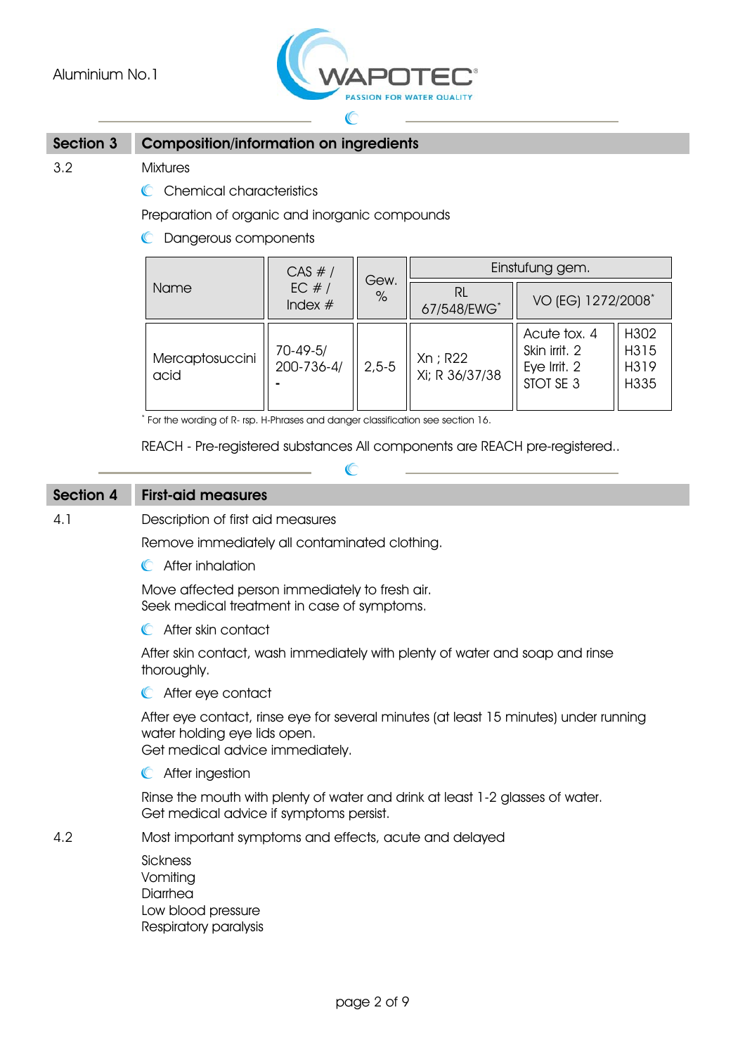## Section 3 Composition/information on ingredients

3.2 Mixtures

- Chemical characteristics

Preparation of organic and inorganic compounds

- Dangerous components

| Name | CAS # / EC # / Index # | Gew. % | Einstufung gem. | | |
|---|---|---|---|---|---|
| | | | RL 67/548/EWG* | VO (EG) 1272/2008* | |
| Mercaptosuccini acid | 70-49-5/ 200-736-4/ - | 2,5-5 | Xn ; R22 Xi; R 36/37/38 | Acute tox. 4 Skin irrit. 2 Eye Irrit. 2 STOT SE 3 | H302 H315 H319 H335 |

* For the wording of R- rsp. H-Phrases and danger classification see section 16.

REACH - Pre-registered substances All components are REACH pre-registered..

## Section 4 First-aid measures

4.1 Description of first aid measures

Remove immediately all contaminated clothing.

- After inhalation

Move affected person immediately to fresh air.
Seek medical treatment in case of symptoms.

- After skin contact

After skin contact, wash immediately with plenty of water and soap and rinse thoroughly.

- After eye contact

After eye contact, rinse eye for several minutes (at least 15 minutes) under running water holding eye lids open.
Get medical advice immediately.

- After ingestion

Rinse the mouth with plenty of water and drink at least 1-2 glasses of water.
Get medical advice if symptoms persist.

4.2 Most important symptoms and effects, acute and delayed

Sickness
Vomiting
Diarrhea
Low blood pressure
Respiratory paralysis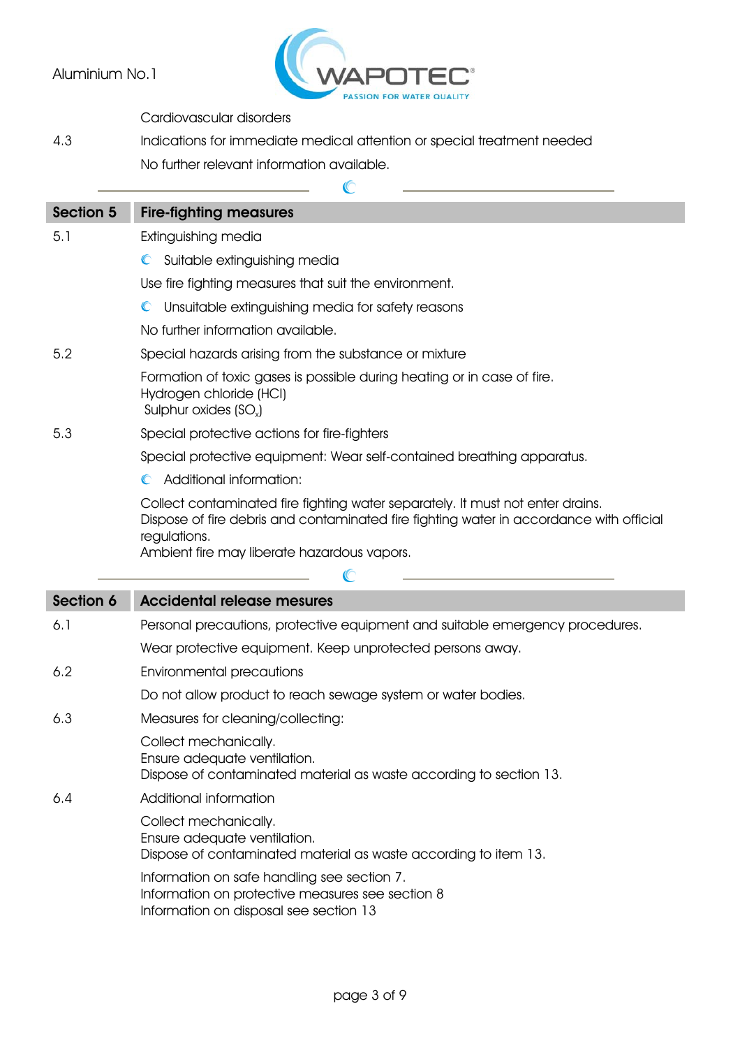Cardiovascular disorders

4.3 Indications for immediate medical attention or special treatment needed

No further relevant information available.

## Section 5 Fire-fighting measures

5.1 Extinguishing media

- Suitable extinguishing media

Use fire fighting measures that suit the environment.

- Unsuitable extinguishing media for safety reasons

No further information available.

5.2 Special hazards arising from the substance or mixture

Formation of toxic gases is possible during heating or in case of fire.
Hydrogen chloride (HCl)
Sulphur oxides ($SO_x$)

5.3 Special protective actions for fire-fighters

Special protective equipment: Wear self-contained breathing apparatus.

- Additional information:

Collect contaminated fire fighting water separately. It must not enter drains.
Dispose of fire debris and contaminated fire fighting water in accordance with official regulations.
Ambient fire may liberate hazardous vapors.

## Section 6 Accidental release mesures

6.1 Personal precautions, protective equipment and suitable emergency procedures.

Wear protective equipment. Keep unprotected persons away.

6.2 Environmental precautions

Do not allow product to reach sewage system or water bodies.

6.3 Measures for cleaning/collecting:

Collect mechanically.
Ensure adequate ventilation.
Dispose of contaminated material as waste according to section 13.

6.4 Additional information

Collect mechanically.
Ensure adequate ventilation.
Dispose of contaminated material as waste according to item 13.

Information on safe handling see section 7.
Information on protective measures see section 8
Information on disposal see section 13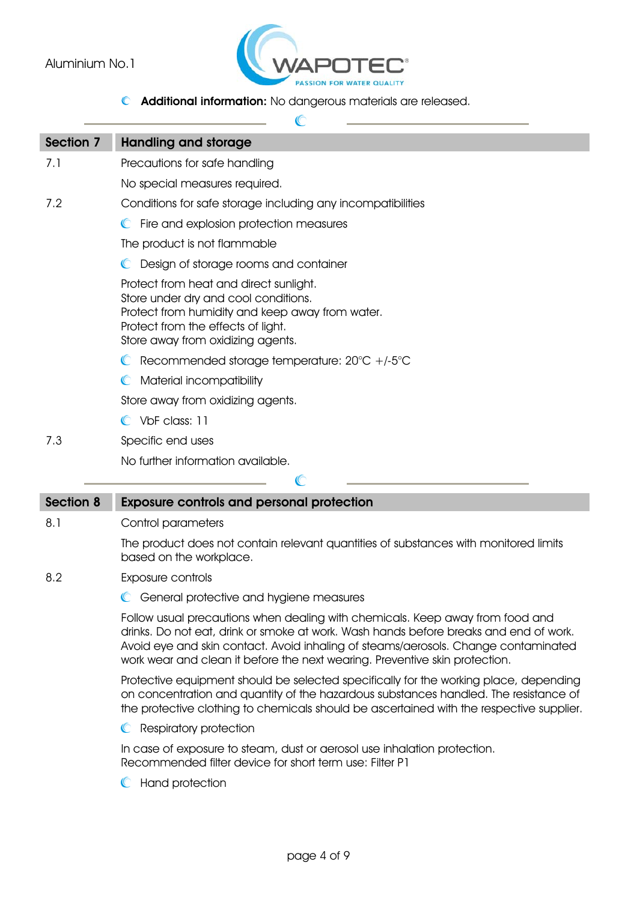- **Additional information:** No dangerous materials are released.

## Section 7 Handling and storage

**7.1** Precautions for safe handling

No special measures required.

**7.2** Conditions for safe storage including any incompatibilities

- Fire and explosion protection measures

The product is not flammable

- Design of storage rooms and container

Protect from heat and direct sunlight.
Store under dry and cool conditions.
Protect from humidity and keep away from water.
Protect from the effects of light.
Store away from oxidizing agents.

- Recommended storage temperature: 20°C +/-5°C
- Material incompatibility

Store away from oxidizing agents.

- VbF class: 11

**7.3** Specific end uses

No further information available.

## Section 8 Exposure controls and personal protection

**8.1** Control parameters

The product does not contain relevant quantities of substances with monitored limits based on the workplace.

**8.2** Exposure controls

- General protective and hygiene measures

Follow usual precautions when dealing with chemicals. Keep away from food and drinks. Do not eat, drink or smoke at work. Wash hands before breaks and end of work. Avoid eye and skin contact. Avoid inhaling of steams/aerosols. Change contaminated work wear and clean it before the next wearing. Preventive skin protection.

Protective equipment should be selected specifically for the working place, depending on concentration and quantity of the hazardous substances handled. The resistance of the protective clothing to chemicals should be ascertained with the respective supplier.

- Respiratory protection

In case of exposure to steam, dust or aerosol use inhalation protection.
Recommended filter device for short term use: Filter P1

- Hand protection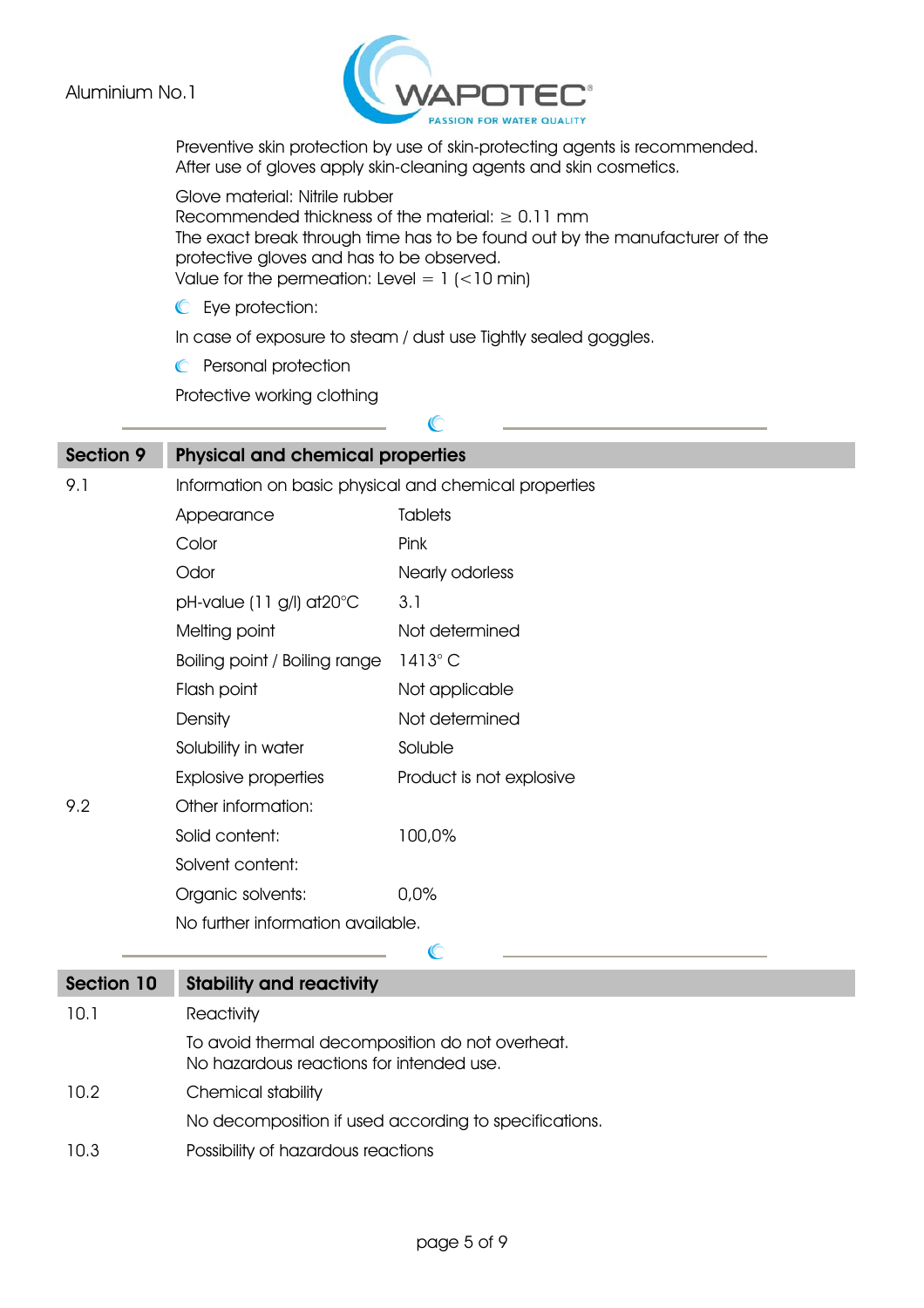Preventive skin protection by use of skin-protecting agents is recommended.
After use of gloves apply skin-cleaning agents and skin cosmetics.

Glove material: Nitrile rubber
Recommended thickness of the material: ≥ 0.11 mm
The exact break through time has to be found out by the manufacturer of the protective gloves and has to be observed.
Value for the permeation: Level = 1 (<10 min)

- Eye protection:

In case of exposure to steam / dust use Tightly sealed goggles.

- Personal protection

Protective working clothing

## Section 9 Physical and chemical properties

9.1 Information on basic physical and chemical properties

| | |
|---|---|
| Appearance | Tablets |
| Color | Pink |
| Odor | Nearly odorless |
| pH-value (11 g/l) at20°C | 3.1 |
| Melting point | Not determined |
| Boiling point / Boiling range | 1413° C |
| Flash point | Not applicable |
| Density | Not determined |
| Solubility in water | Soluble |
| Explosive properties | Product is not explosive |

9.2 Other information:

| | |
|---|---|
| Solid content: | 100,0% |
| Solvent content: | |
| Organic solvents: | 0,0% |

No further information available.

## Section 10 Stability and reactivity

10.1 Reactivity

To avoid thermal decomposition do not overheat.
No hazardous reactions for intended use.

10.2 Chemical stability

No decomposition if used according to specifications.

10.3 Possibility of hazardous reactions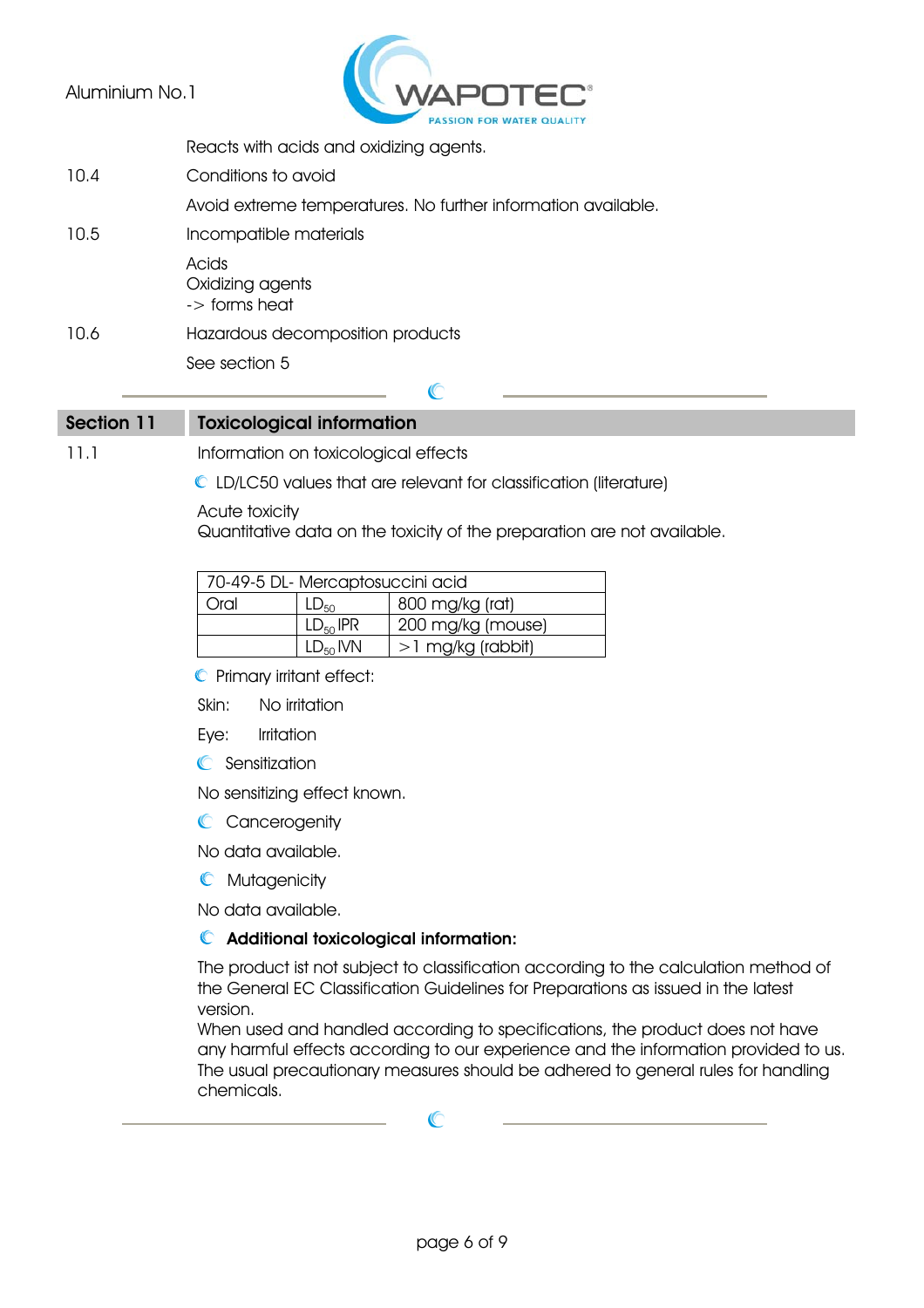Reacts with acids and oxidizing agents.

10.4 Conditions to avoid

Avoid extreme temperatures. No further information available.

10.5 Incompatible materials

Acids
Oxidizing agents
-> forms heat

10.6 Hazardous decomposition products

See section 5

## Section 11 Toxicological information

11.1 Information on toxicological effects

LD/LC50 values that are relevant for classification (literature)

Acute toxicity
Quantitative data on the toxicity of the preparation are not available.

| 70-49-5 DL- Mercaptosuccini acid | | |
|---|---|---|
| Oral | $LD_{50}$ | 800 mg/kg (rat) |
| | $LD_{50}$ IPR | 200 mg/kg (mouse) |
| | $LD_{50}$ IVN | >1 mg/kg (rabbit) |

Primary irritant effect:

Skin: No irritation

Eye: Irritation

Sensitization

No sensitizing effect known.

Cancerogenity

No data available.

Mutagenicity

No data available.

**Additional toxicological information:**

The product ist not subject to classification according to the calculation method of the General EC Classification Guidelines for Preparations as issued in the latest version.
When used and handled according to specifications, the product does not have any harmful effects according to our experience and the information provided to us.
The usual precautionary measures should be adhered to general rules for handling chemicals.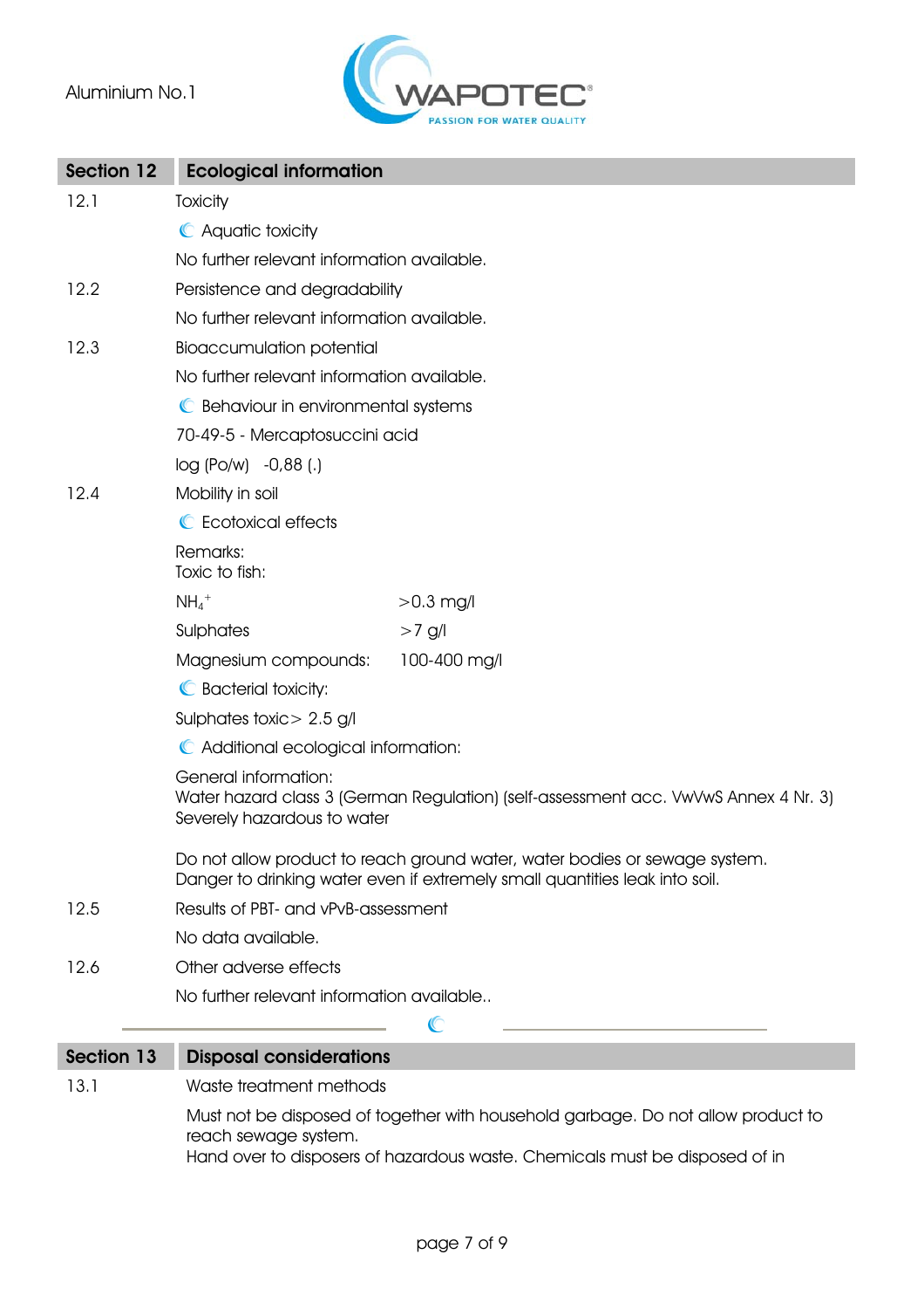## Section 12 Ecological information

**12.1** Toxicity

Aquatic toxicity

No further relevant information available.

**12.2** Persistence and degradability

No further relevant information available.

**12.3** Bioaccumulation potential

No further relevant information available.

Behaviour in environmental systems

70-49-5 - Mercaptosuccini acid

log (Po/w) -0,88 (.)

**12.4** Mobility in soil

Ecotoxical effects

Remarks:
Toxic to fish:

| | |
|---|---|
| $NH_4^+$ | >0.3 mg/l |
| Sulphates | >7 g/l |
| Magnesium compounds: | 100-400 mg/l |

Bacterial toxicity:

Sulphates toxic> 2.5 g/l

Additional ecological information:

General information:
Water hazard class 3 (German Regulation) (self-assessment acc. VwVwS Annex 4 Nr. 3)
Severely hazardous to water

Do not allow product to reach ground water, water bodies or sewage system.
Danger to drinking water even if extremely small quantities leak into soil.

**12.5** Results of PBT- and vPvB-assessment

No data available.

**12.6** Other adverse effects

No further relevant information available..

## Section 13 Disposal considerations

**13.1** Waste treatment methods

Must not be disposed of together with household garbage. Do not allow product to reach sewage system.
Hand over to disposers of hazardous waste. Chemicals must be disposed of in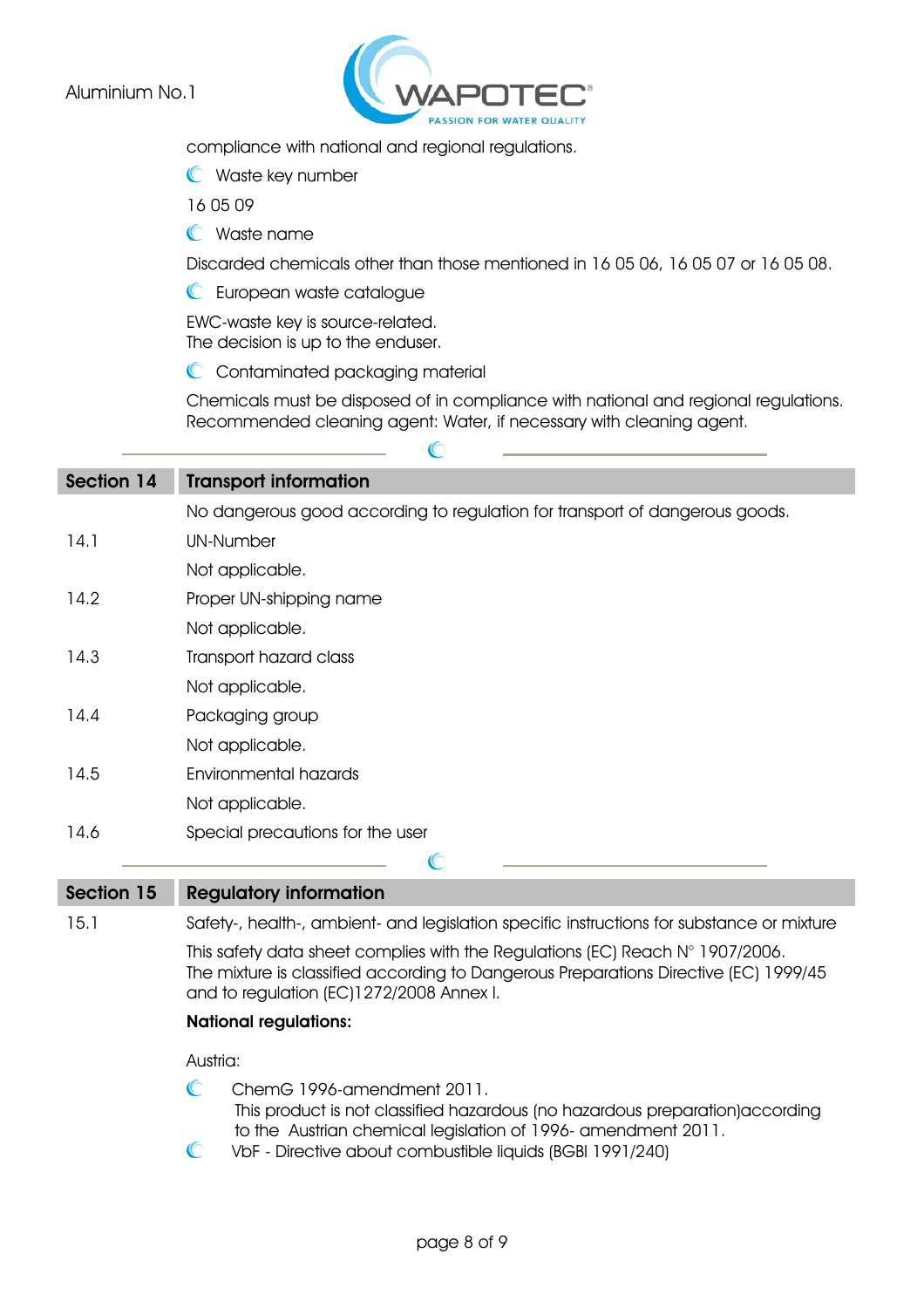compliance with national and regional regulations.

- Waste key number

16 05 09

- Waste name

Discarded chemicals other than those mentioned in 16 05 06, 16 05 07 or 16 05 08.

- European waste catalogue

EWC-waste key is source-related.
The decision is up to the enduser.

- Contaminated packaging material

Chemicals must be disposed of in compliance with national and regional regulations.
Recommended cleaning agent: Water, if necessary with cleaning agent.

## Section 14 Transport information

No dangerous good according to regulation for transport of dangerous goods.

14.1 UN-Number

Not applicable.

14.2 Proper UN-shipping name

Not applicable.

14.3 Transport hazard class

Not applicable.

14.4 Packaging group

Not applicable.

14.5 Environmental hazards

Not applicable.

14.6 Special precautions for the user

## Section 15 Regulatory information

15.1 Safety-, health-, ambient- and legislation specific instructions for substance or mixture

This safety data sheet complies with the Regulations (EC) Reach N° 1907/2006.
The mixture is classified according to Dangerous Preparations Directive (EC) 1999/45 and to regulation (EC)1272/2008 Annex I.

**National regulations:**

Austria:

- ChemG 1996-amendment 2011.
  This product is not classified hazardous (no hazardous preparation)according to the Austrian chemical legislation of 1996- amendment 2011.
- VbF - Directive about combustible liquids (BGBl 1991/240)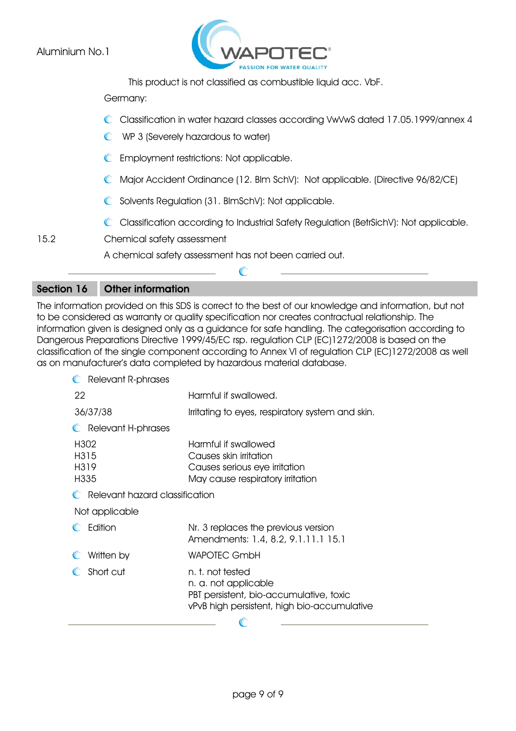This product is not classified as combustible liquid acc. VbF.

Germany:

- Classification in water hazard classes according VwVwS dated 17.05.1999/annex 4
- WP 3 (Severely hazardous to water)
- Employment restrictions: Not applicable.
- Major Accident Ordinance (12. Blm SchV): Not applicable. (Directive 96/82/CE)
- Solvents Regulation (31. BlmSchV): Not applicable.
- Classification according to Industrial Safety Regulation (BetrSichV): Not applicable.

15.2 Chemical safety assessment

A chemical safety assessment has not been carried out.

## Section 16 Other information

The information provided on this SDS is correct to the best of our knowledge and information, but not to be considered as warranty or quality specification nor creates contractual relationship. The information given is designed only as a guidance for safe handling. The categorisation according to Dangerous Preparations Directive 1999/45/EC rsp. regulation CLP (EC)1272/2008 is based on the classification of the single component according to Annex VI of regulation CLP (EC)1272/2008 as well as on manufacturer's data completed by hazardous material database.

- Relevant R-phrases

| | |
|---|---|
| 22 | Harmful if swallowed. |
| 36/37/38 | Irritating to eyes, respiratory system and skin. |

- Relevant H-phrases

| | |
|---|---|
| H302 | Harmful if swallowed |
| H315 | Causes skin irritation |
| H319 | Causes serious eye irritation |
| H335 | May cause respiratory irritation |

- Relevant hazard classification

Not applicable

| | |
|---|---|
| Edition | Nr. 3 replaces the previous version<br>Amendments: 1.4, 8.2, 9.1.11.1 15.1 |
| Written by | WAPOTEC GmbH |
| Short cut | n. t. not tested<br>n. a. not applicable<br>PBT persistent, bio-accumulative, toxic<br>vPvB high persistent, high bio-accumulative |